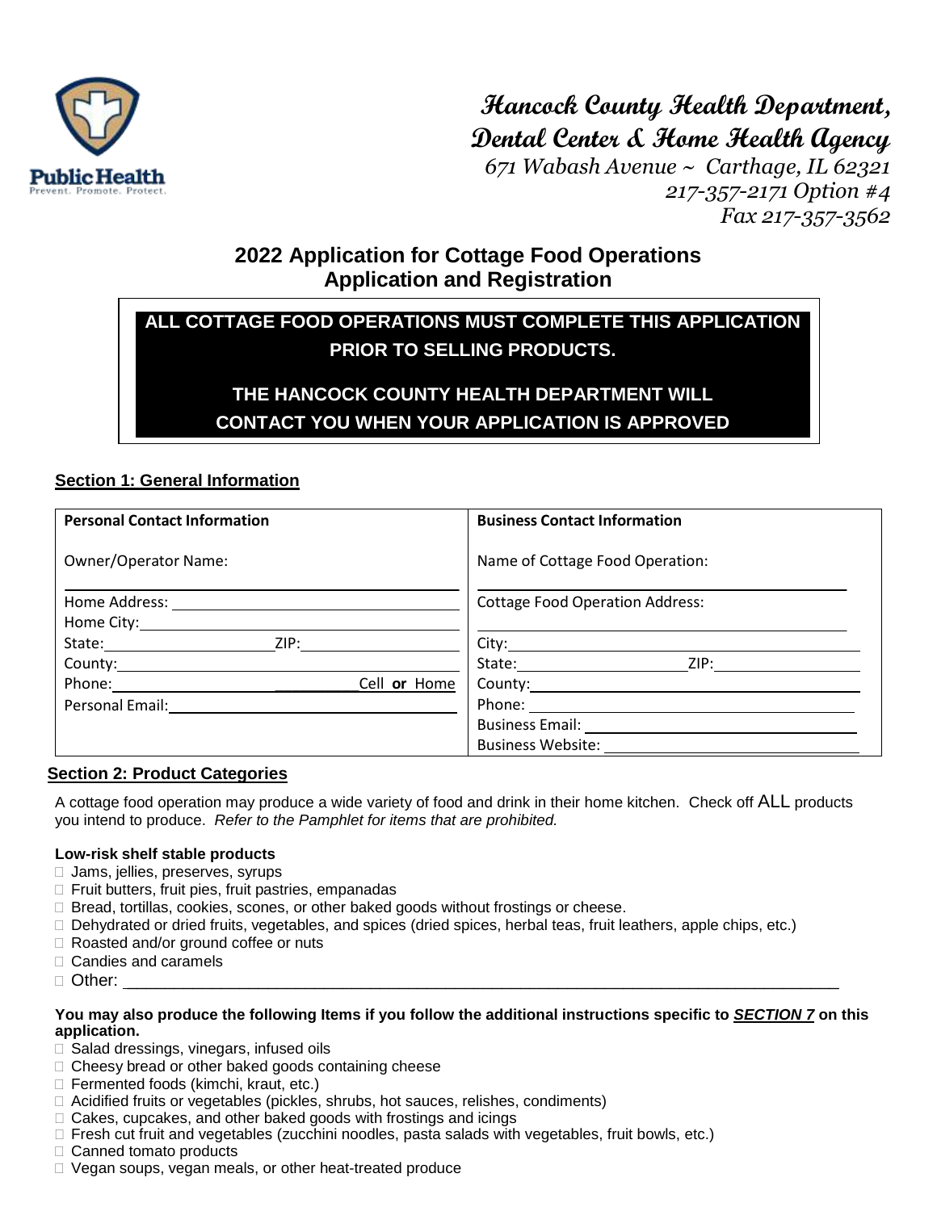# Hancock County Health Department, Dental Center & Home Health Agency

*671 Wabash Avenue ~ Carthage, IL 62321*
*217-357-2171 Option #4*
*Fax 217-357-3562*

## 2022 Application for Cottage Food Operations
## Application and Registration

**ALL COTTAGE FOOD OPERATIONS MUST COMPLETE THIS APPLICATION PRIOR TO SELLING PRODUCTS.**

**THE HANCOCK COUNTY HEALTH DEPARTMENT WILL CONTACT YOU WHEN YOUR APPLICATION IS APPROVED**

### Section 1: General Information

| **Personal Contact Information** | **Business Contact Information** |
|---|---|
| Owner/Operator Name: ______ | Name of Cottage Food Operation: ______ |
| Home Address: ______ | Cottage Food Operation Address: ______ |
| Home City: ______ | City: ______ |
| State: ______ ZIP: ______ | State: ______ ZIP: ______ |
| County: ______ | County: ______ |
| Phone: ______ ______ Cell **or** Home | Phone: ______ |
| Personal Email: ______ | Business Email: ______ |
| | Business Website: ______ |

### Section 2: Product Categories

A cottage food operation may produce a wide variety of food and drink in their home kitchen. Check off ALL products you intend to produce. *Refer to the Pamphlet for items that are prohibited.*

**Low-risk shelf stable products**

- ☐ Jams, jellies, preserves, syrups
- ☐ Fruit butters, fruit pies, fruit pastries, empanadas
- ☐ Bread, tortillas, cookies, scones, or other baked goods without frostings or cheese.
- ☐ Dehydrated or dried fruits, vegetables, and spices (dried spices, herbal teas, fruit leathers, apple chips, etc.)
- ☐ Roasted and/or ground coffee or nuts
- ☐ Candies and caramels
- ☐ Other: ______________________________

**You may also produce the following Items if you follow the additional instructions specific to *SECTION 7* on this application.**

- ☐ Salad dressings, vinegars, infused oils
- ☐ Cheesy bread or other baked goods containing cheese
- ☐ Fermented foods (kimchi, kraut, etc.)
- ☐ Acidified fruits or vegetables (pickles, shrubs, hot sauces, relishes, condiments)
- ☐ Cakes, cupcakes, and other baked goods with frostings and icings
- ☐ Fresh cut fruit and vegetables (zucchini noodles, pasta salads with vegetables, fruit bowls, etc.)
- ☐ Canned tomato products
- ☐ Vegan soups, vegan meals, or other heat-treated produce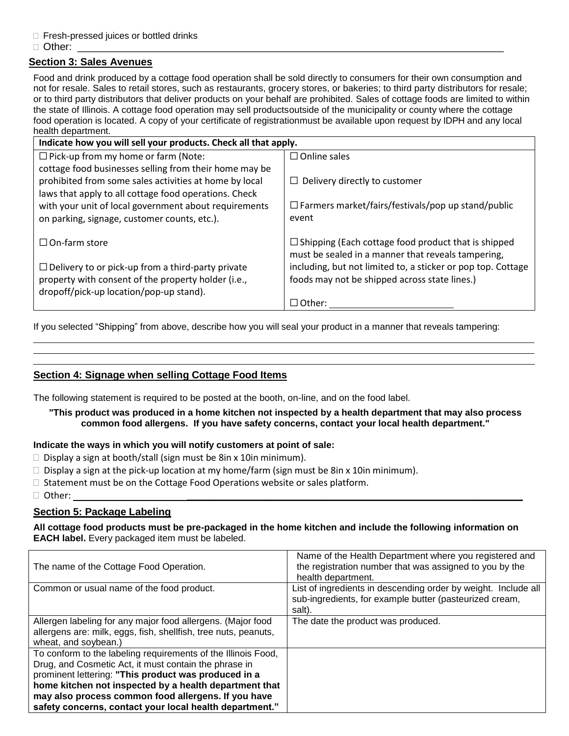☐ Fresh-pressed juices or bottled drinks
☐ Other: ___________________________________________________________________________

## Section 3: Sales Avenues

Food and drink produced by a cottage food operation shall be sold directly to consumers for their own consumption and not for resale. Sales to retail stores, such as restaurants, grocery stores, or bakeries; to third party distributors for resale; or to third party distributors that deliver products on your behalf are prohibited. Sales of cottage foods are limited to within the state of Illinois. A cottage food operation may sell productsoutside of the municipality or county where the cottage food operation is located. A copy of your certificate of registrationmust be available upon request by IDPH and any local health department.

| Indicate how you will sell your products. Check all that apply. | |
|---|---|
| ☐ Pick-up from my home or farm (Note: cottage food businesses selling from their home may be prohibited from some sales activities at home by local laws that apply to all cottage food operations. Check with your unit of local government about requirements on parking, signage, customer counts, etc.).<br><br>☐ On-farm store<br><br>☐ Delivery to or pick-up from a third-party private property with consent of the property holder (i.e., dropoff/pick-up location/pop-up stand). | ☐ Online sales<br><br>☐ Delivery directly to customer<br><br>☐ Farmers market/fairs/festivals/pop up stand/public event<br><br>☐ Shipping (Each cottage food product that is shipped must be sealed in a manner that reveals tampering, including, but not limited to, a sticker or pop top. Cottage foods may not be shipped across state lines.)<br><br>☐ Other: ________________________ |

If you selected "Shipping" from above, describe how you will seal your product in a manner that reveals tampering:

_____________________________________________________________________________________________

_____________________________________________________________________________________________

_____________________________________________________________________________________________

## Section 4: Signage when selling Cottage Food Items

The following statement is required to be posted at the booth, on-line, and on the food label.

**"This product was produced in a home kitchen not inspected by a health department that may also process common food allergens. If you have safety concerns, contact your local health department."**

**Indicate the ways in which you will notify customers at point of sale:**

☐ Display a sign at booth/stall (sign must be 8in x 10in minimum).
☐ Display a sign at the pick-up location at my home/farm (sign must be 8in x 10in minimum).
☐ Statement must be on the Cottage Food Operations website or sales platform.
☐ Other: ___________________________________________________________________________

## Section 5: Package Labeling

**All cottage food products must be pre-packaged in the home kitchen and include the following information on EACH label.** Every packaged item must be labeled.

| | |
|---|---|
| The name of the Cottage Food Operation. | Name of the Health Department where you registered and the registration number that was assigned to you by the health department. |
| Common or usual name of the food product. | List of ingredients in descending order by weight. Include all sub-ingredients, for example butter (pasteurized cream, salt). |
| Allergen labeling for any major food allergens. (Major food allergens are: milk, eggs, fish, shellfish, tree nuts, peanuts, wheat, and soybean.) | The date the product was produced. |
| To conform to the labeling requirements of the Illinois Food, Drug, and Cosmetic Act, it must contain the phrase in prominent lettering: **"This product was produced in a home kitchen not inspected by a health department that may also process common food allergens. If you have safety concerns, contact your local health department."** | |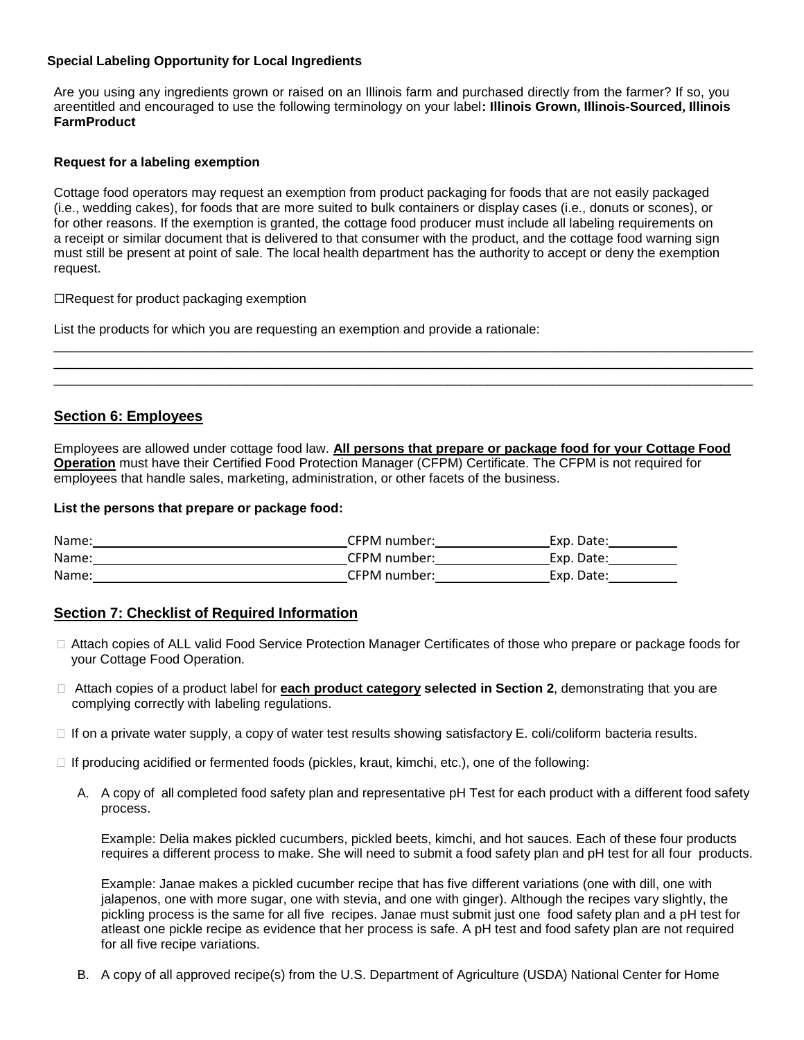**Special Labeling Opportunity for Local Ingredients**

Are you using any ingredients grown or raised on an Illinois farm and purchased directly from the farmer? If so, you areentitled and encouraged to use the following terminology on your label**: Illinois Grown, Illinois-Sourced, Illinois FarmProduct**

**Request for a labeling exemption**

Cottage food operators may request an exemption from product packaging for foods that are not easily packaged (i.e., wedding cakes), for foods that are more suited to bulk containers or display cases (i.e., donuts or scones), or for other reasons. If the exemption is granted, the cottage food producer must include all labeling requirements on a receipt or similar document that is delivered to that consumer with the product, and the cottage food warning sign must still be present at point of sale. The local health department has the authority to accept or deny the exemption request.

☐Request for product packaging exemption

List the products for which you are requesting an exemption and provide a rationale:

________________________________________________________________________________________________
________________________________________________________________________________________________
________________________________________________________________________________________________

## Section 6: Employees

Employees are allowed under cottage food law. **All persons that prepare or package food for your Cottage Food Operation** must have their Certified Food Protection Manager (CFPM) Certificate. The CFPM is not required for employees that handle sales, marketing, administration, or other facets of the business.

**List the persons that prepare or package food:**

Name:______________________________ CFPM number:______________ Exp. Date:__________
Name:______________________________ CFPM number:______________ Exp. Date:__________
Name:______________________________ CFPM number:______________ Exp. Date:__________

## Section 7: Checklist of Required Information

- ☐ Attach copies of ALL valid Food Service Protection Manager Certificates of those who prepare or package foods for your Cottage Food Operation.
- ☐ Attach copies of a product label for **each product category selected in Section 2**, demonstrating that you are complying correctly with labeling regulations.
- ☐ If on a private water supply, a copy of water test results showing satisfactory E. coli/coliform bacteria results.
- ☐ If producing acidified or fermented foods (pickles, kraut, kimchi, etc.), one of the following:

  A. A copy of all completed food safety plan and representative pH Test for each product with a different food safety process.

     Example: Delia makes pickled cucumbers, pickled beets, kimchi, and hot sauces. Each of these four products requires a different process to make. She will need to submit a food safety plan and pH test for all four products.

     Example: Janae makes a pickled cucumber recipe that has five different variations (one with dill, one with jalapenos, one with more sugar, one with stevia, and one with ginger). Although the recipes vary slightly, the pickling process is the same for all five recipes. Janae must submit just one food safety plan and a pH test for atleast one pickle recipe as evidence that her process is safe. A pH test and food safety plan are not required for all five recipe variations.

  B. A copy of all approved recipe(s) from the U.S. Department of Agriculture (USDA) National Center for Home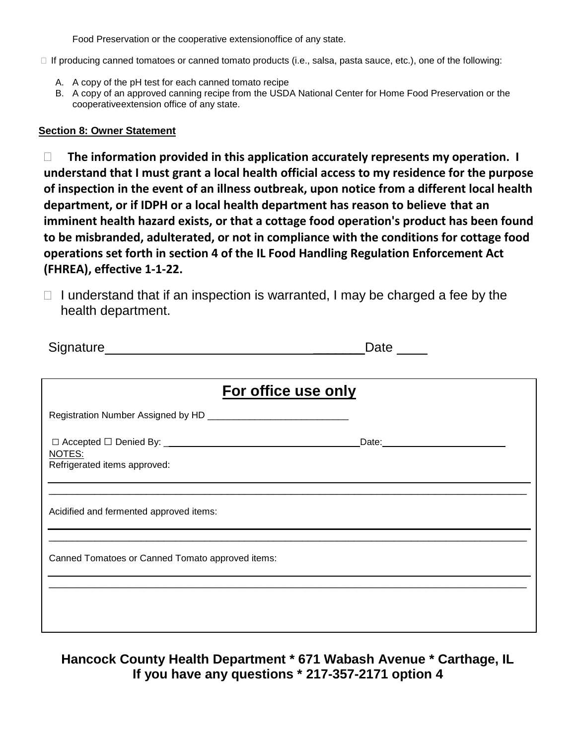Food Preservation or the cooperative extensionoffice of any state.

☐ If producing canned tomatoes or canned tomato products (i.e., salsa, pasta sauce, etc.), one of the following:

A. A copy of the pH test for each canned tomato recipe
B. A copy of an approved canning recipe from the USDA National Center for Home Food Preservation or the cooperativeextension office of any state.

**Section 8: Owner Statement**

☐ **The information provided in this application accurately represents my operation. I understand that I must grant a local health official access to my residence for the purpose of inspection in the event of an illness outbreak, upon notice from a different local health department, or if IDPH or a local health department has reason to believe that an imminent health hazard exists, or that a cottage food operation's product has been found to be misbranded, adulterated, or not in compliance with the conditions for cottage food operations set forth in section 4 of the IL Food Handling Regulation Enforcement Act (FHREA), effective 1-1-22.**

☐ I understand that if an inspection is warranted, I may be charged a fee by the health department.

Signature_____________________________________ Date ____

## For office use only

Registration Number Assigned by HD ___________________________

☐ Accepted ☐ Denied By: ___________________________________ Date: _______________________

NOTES:

Refrigerated items approved:

_______________________________________________________________________________________

_______________________________________________________________________________________

Acidified and fermented approved items:

_______________________________________________________________________________________

_______________________________________________________________________________________

Canned Tomatoes or Canned Tomato approved items:

_______________________________________________________________________________________

_______________________________________________________________________________________

**Hancock County Health Department * 671 Wabash Avenue * Carthage, IL**
**If you have any questions * 217-357-2171 option 4**